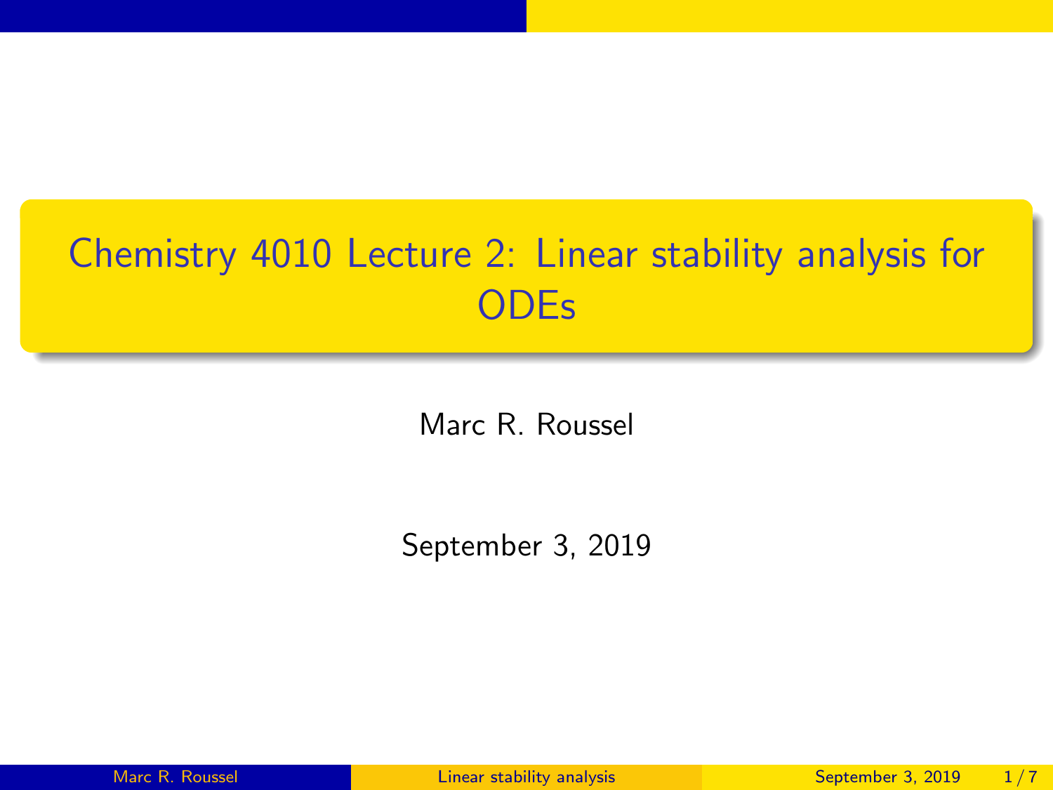# Chemistry 4010 Lecture 2: Linear stability analysis for ODEs

Marc R. Roussel

September 3, 2019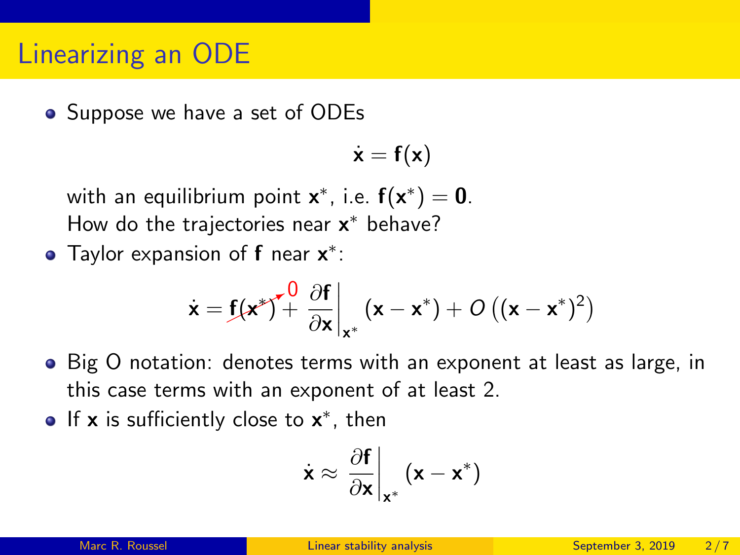# Linearizing an ODE

- Suppose we have a set of ODEs

$$\dot{\mathbf{x}} = \mathbf{f}(\mathbf{x})$$

  with an equilibrium point $\mathbf{x}^*$, i.e. $\mathbf{f}(\mathbf{x}^*) = \mathbf{0}$.
  How do the trajectories near $\mathbf{x}^*$ behave?

- Taylor expansion of $\mathbf{f}$ near $\mathbf{x}^*$:

$$\dot{\mathbf{x}} = \cancelto{0}{\mathbf{f}(\mathbf{x}^*)} + \left.\frac{\partial \mathbf{f}}{\partial \mathbf{x}}\right|_{\mathbf{x}^*} (\mathbf{x} - \mathbf{x}^*) + O\left((\mathbf{x} - \mathbf{x}^*)^2\right)$$

- Big O notation: denotes terms with an exponent at least as large, in this case terms with an exponent of at least 2.

- If $\mathbf{x}$ is sufficiently close to $\mathbf{x}^*$, then

$$\dot{\mathbf{x}} \approx \left.\frac{\partial \mathbf{f}}{\partial \mathbf{x}}\right|_{\mathbf{x}^*} (\mathbf{x} - \mathbf{x}^*)$$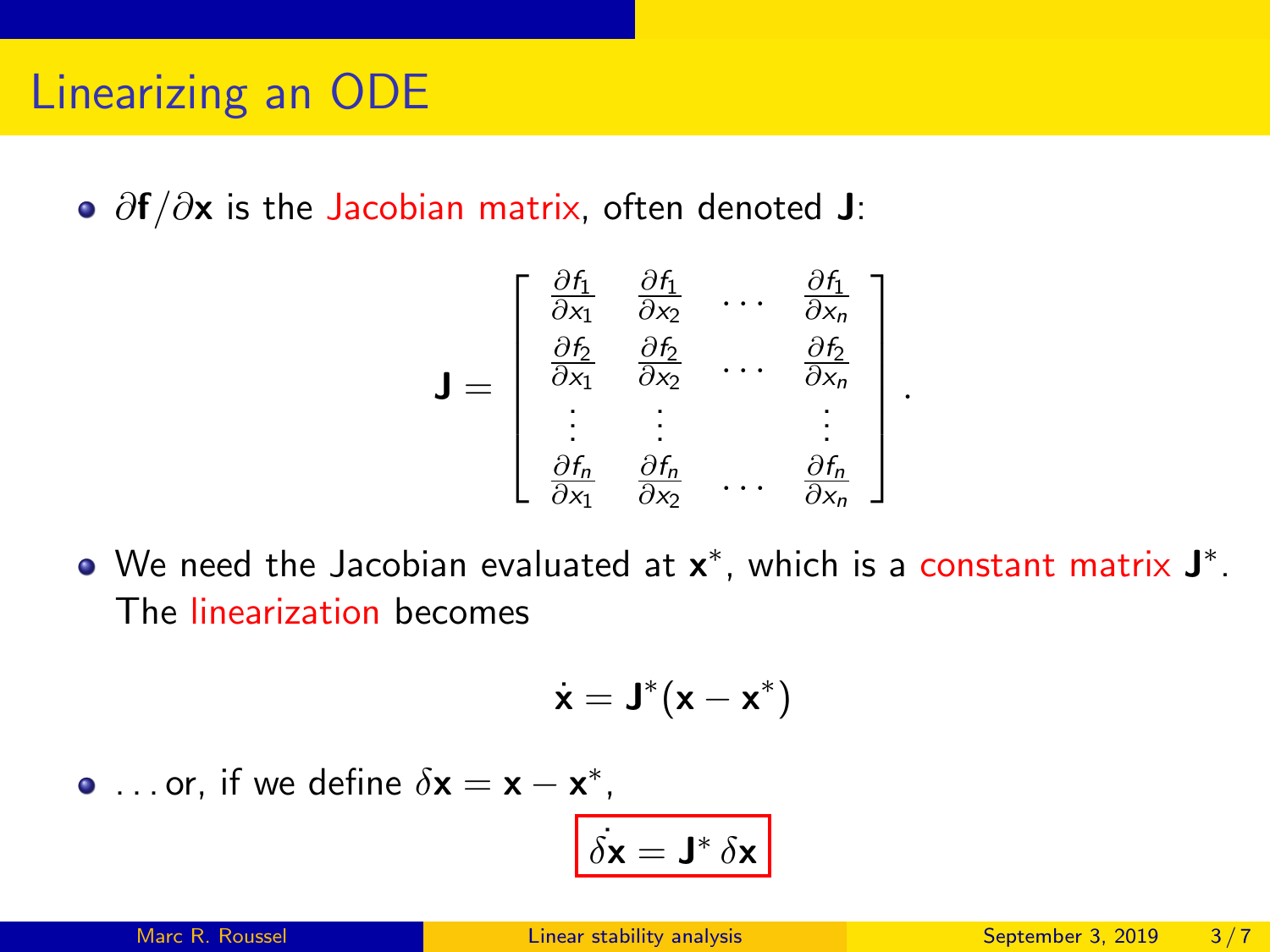# Linearizing an ODE

- $\partial \mathbf{f}/\partial \mathbf{x}$ is the Jacobian matrix, often denoted $\mathbf{J}$:

$$\mathbf{J} = \begin{bmatrix} \frac{\partial f_1}{\partial x_1} & \frac{\partial f_1}{\partial x_2} & \cdots & \frac{\partial f_1}{\partial x_n} \\ \frac{\partial f_2}{\partial x_1} & \frac{\partial f_2}{\partial x_2} & \cdots & \frac{\partial f_2}{\partial x_n} \\ \vdots & \vdots & & \vdots \\ \frac{\partial f_n}{\partial x_1} & \frac{\partial f_n}{\partial x_2} & \cdots & \frac{\partial f_n}{\partial x_n} \end{bmatrix}.$$

- We need the Jacobian evaluated at $\mathbf{x}^*$, which is a constant matrix $\mathbf{J}^*$. The linearization becomes

$$\dot{\mathbf{x}} = \mathbf{J}^*(\mathbf{x} - \mathbf{x}^*)$$

- ... or, if we define $\delta\mathbf{x} = \mathbf{x} - \mathbf{x}^*$,

$$\boxed{\dot{\delta\mathbf{x}} = \mathbf{J}^* \, \delta\mathbf{x}}$$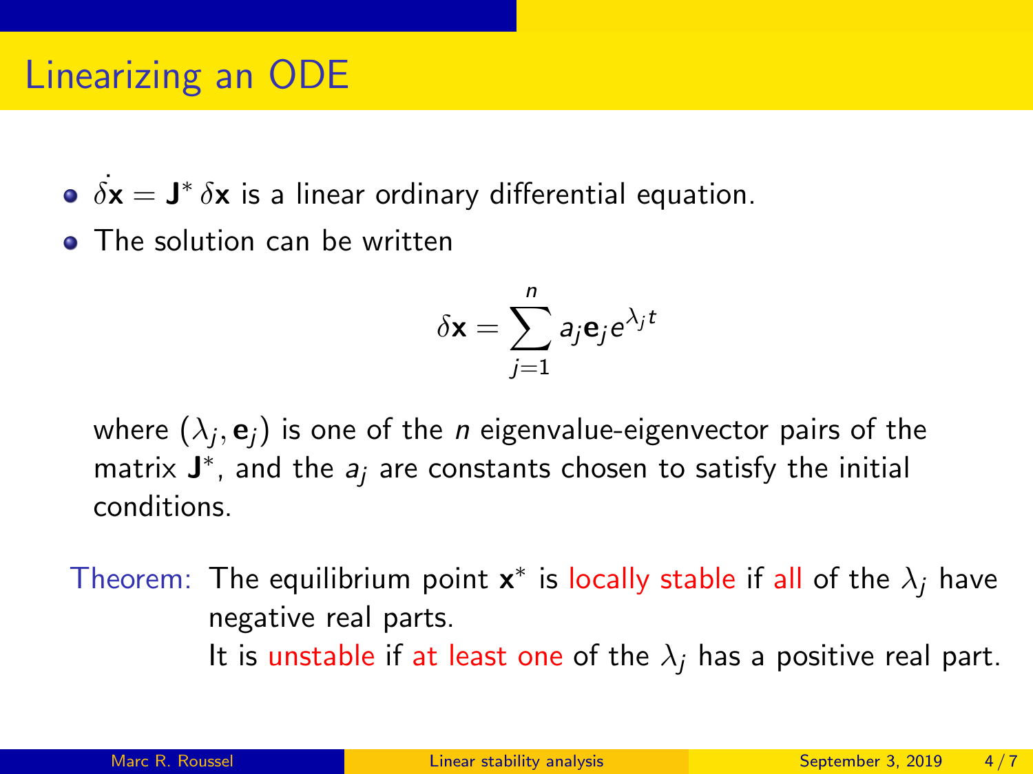# Linearizing an ODE

- $\dot{\delta \mathbf{x}} = \mathbf{J}^* \, \delta \mathbf{x}$ is a linear ordinary differential equation.
- The solution can be written

$$\delta \mathbf{x} = \sum_{j=1}^{n} a_j \mathbf{e}_j e^{\lambda_j t}$$

where $(\lambda_j, \mathbf{e}_j)$ is one of the $n$ eigenvalue-eigenvector pairs of the matrix $\mathbf{J}^*$, and the $a_j$ are constants chosen to satisfy the initial conditions.

Theorem: The equilibrium point $\mathbf{x}^*$ is locally stable if all of the $\lambda_j$ have negative real parts.
It is unstable if at least one of the $\lambda_j$ has a positive real part.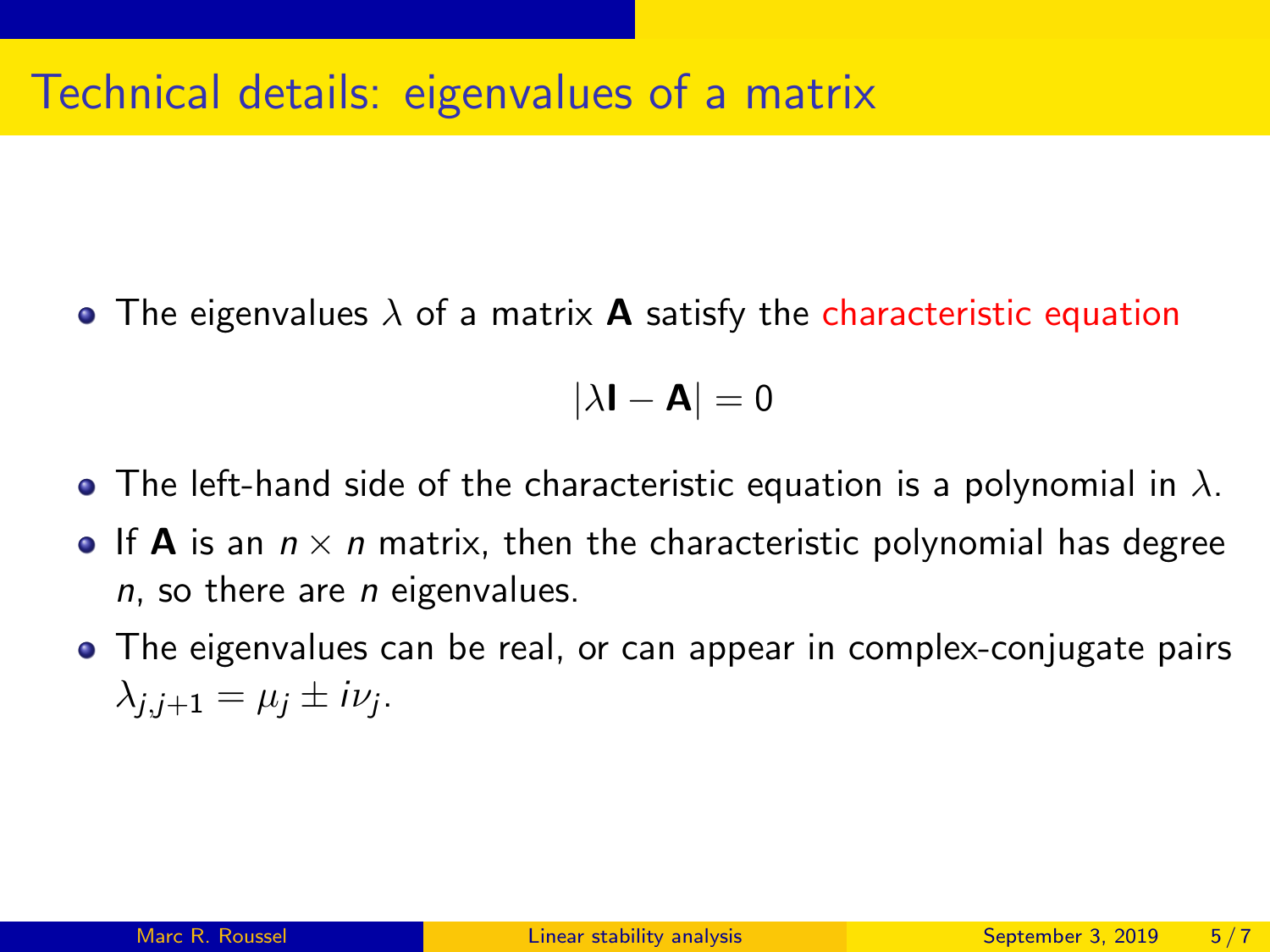# Technical details: eigenvalues of a matrix

- The eigenvalues $\lambda$ of a matrix $\mathbf{A}$ satisfy the characteristic equation

$$|\lambda \mathbf{I} - \mathbf{A}| = 0$$

- The left-hand side of the characteristic equation is a polynomial in $\lambda$.
- If $\mathbf{A}$ is an $n \times n$ matrix, then the characteristic polynomial has degree $n$, so there are $n$ eigenvalues.
- The eigenvalues can be real, or can appear in complex-conjugate pairs $\lambda_{j,j+1} = \mu_j \pm i\nu_j$.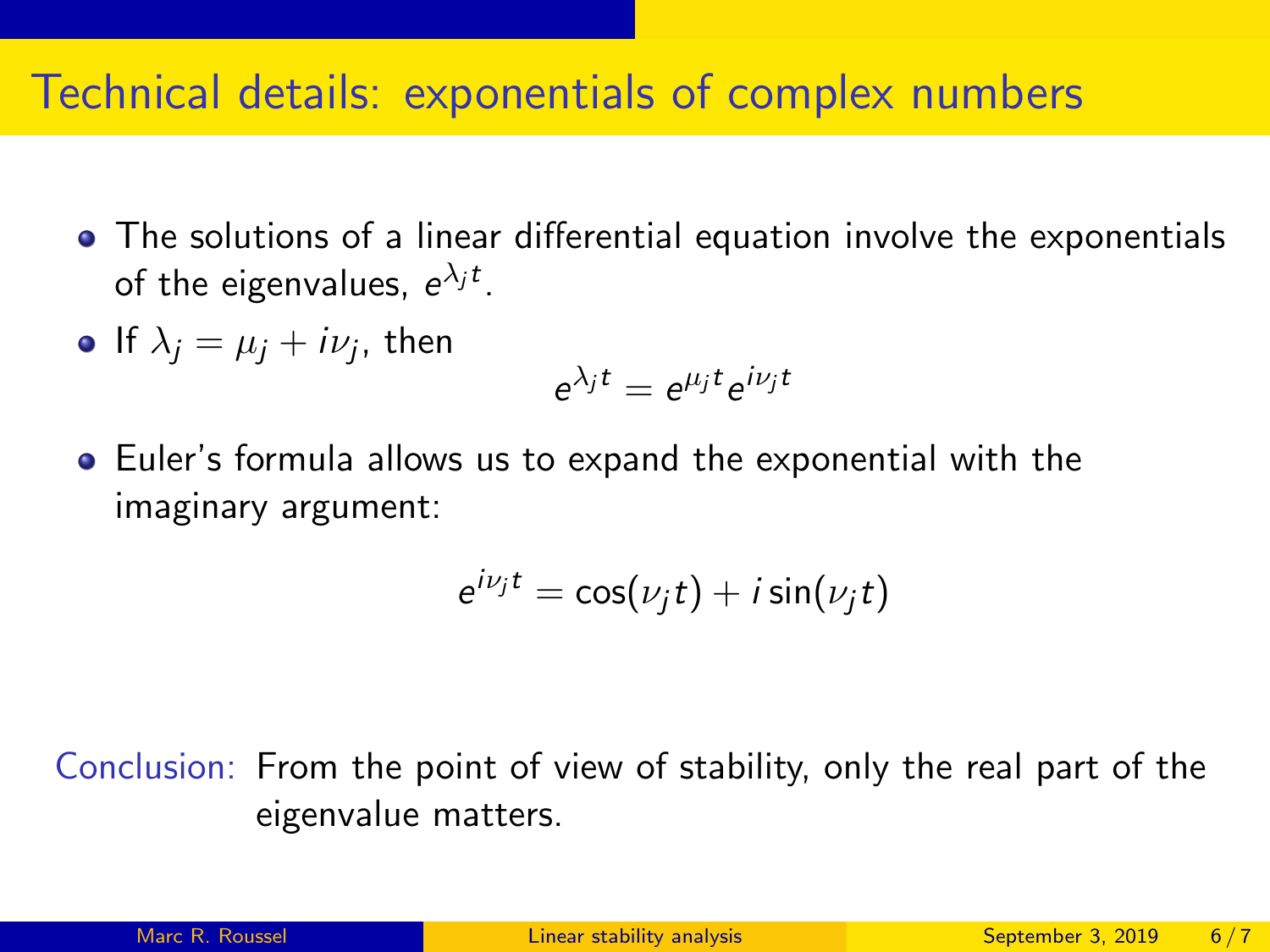# Technical details: exponentials of complex numbers

- The solutions of a linear differential equation involve the exponentials of the eigenvalues, $e^{\lambda_j t}$.
- If $\lambda_j = \mu_j + i\nu_j$, then
$$e^{\lambda_j t} = e^{\mu_j t} e^{i\nu_j t}$$
- Euler's formula allows us to expand the exponential with the imaginary argument:
$$e^{i\nu_j t} = \cos(\nu_j t) + i \sin(\nu_j t)$$

Conclusion: From the point of view of stability, only the real part of the eigenvalue matters.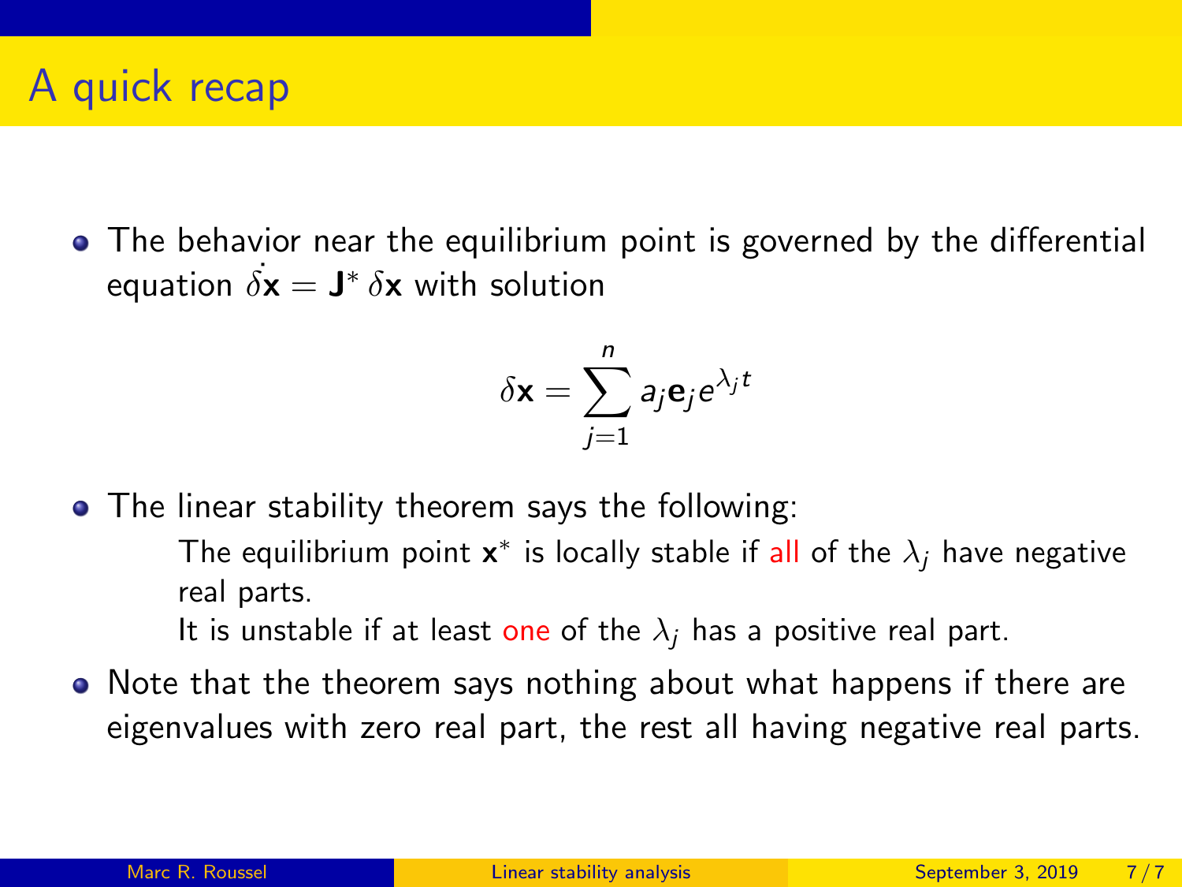# A quick recap

- The behavior near the equilibrium point is governed by the differential equation $\dot{\delta\mathbf{x}} = \mathbf{J}^* \, \delta\mathbf{x}$ with solution

$$\delta\mathbf{x} = \sum_{j=1}^{n} a_j \mathbf{e}_j e^{\lambda_j t}$$

- The linear stability theorem says the following:

  The equilibrium point $\mathbf{x}^*$ is locally stable if all of the $\lambda_j$ have negative real parts.

  It is unstable if at least one of the $\lambda_j$ has a positive real part.

- Note that the theorem says nothing about what happens if there are eigenvalues with zero real part, the rest all having negative real parts.